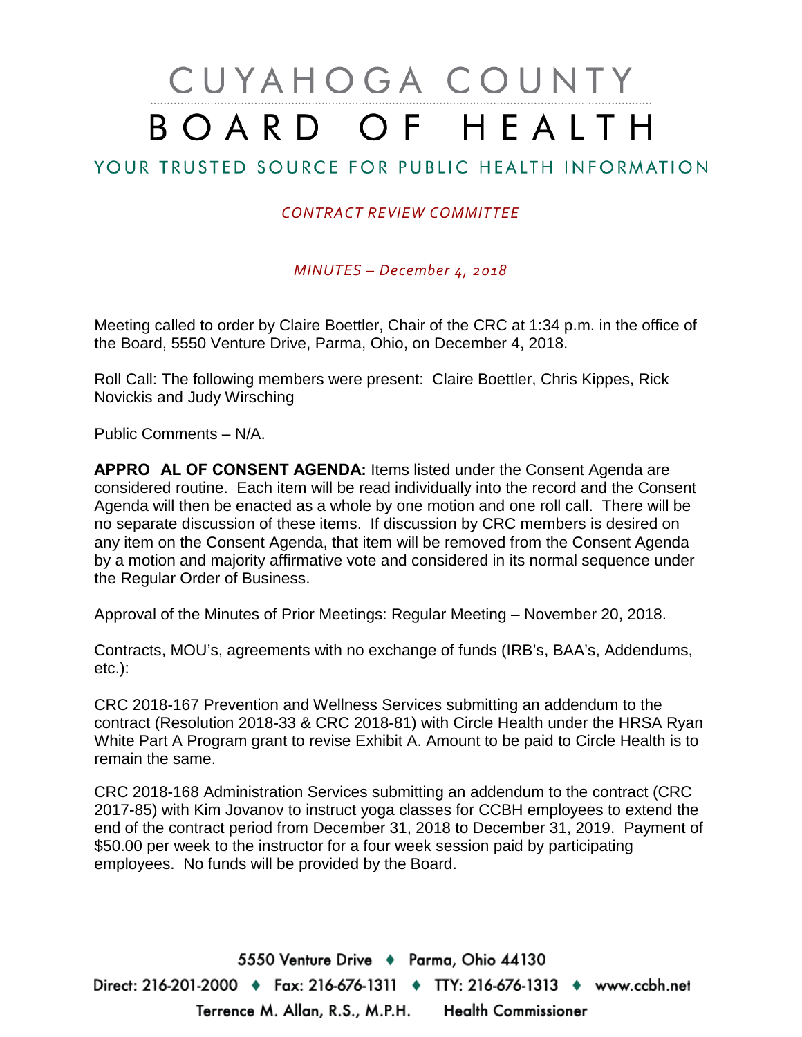# CUYAHOGA COUNTY BOARD OF HEALTH

## YOUR TRUSTED SOURCE FOR PUBLIC HEALTH INFORMATION

*CONTRACT REVIEW COMMITTEE*

*MINUTES – December 4, 2018*

Meeting called to order by Claire Boettler, Chair of the CRC at 1:34 p.m. in the office of the Board, 5550 Venture Drive, Parma, Ohio, on December 4, 2018.

Roll Call: The following members were present: Claire Boettler, Chris Kippes, Rick Novickis and Judy Wirsching

Public Comments – N/A.

**APPRO AL OF CONSENT AGENDA:** Items listed under the Consent Agenda are considered routine. Each item will be read individually into the record and the Consent Agenda will then be enacted as a whole by one motion and one roll call. There will be no separate discussion of these items. If discussion by CRC members is desired on any item on the Consent Agenda, that item will be removed from the Consent Agenda by a motion and majority affirmative vote and considered in its normal sequence under the Regular Order of Business.

Approval of the Minutes of Prior Meetings: Regular Meeting – November 20, 2018.

Contracts, MOU's, agreements with no exchange of funds (IRB's, BAA's, Addendums, etc.):

CRC 2018-167 Prevention and Wellness Services submitting an addendum to the contract (Resolution 2018-33 & CRC 2018-81) with Circle Health under the HRSA Ryan White Part A Program grant to revise Exhibit A. Amount to be paid to Circle Health is to remain the same.

CRC 2018-168 Administration Services submitting an addendum to the contract (CRC 2017-85) with Kim Jovanov to instruct yoga classes for CCBH employees to extend the end of the contract period from December 31, 2018 to December 31, 2019. Payment of $50.00 per week to the instructor for a four week session paid by participating employees. No funds will be provided by the Board.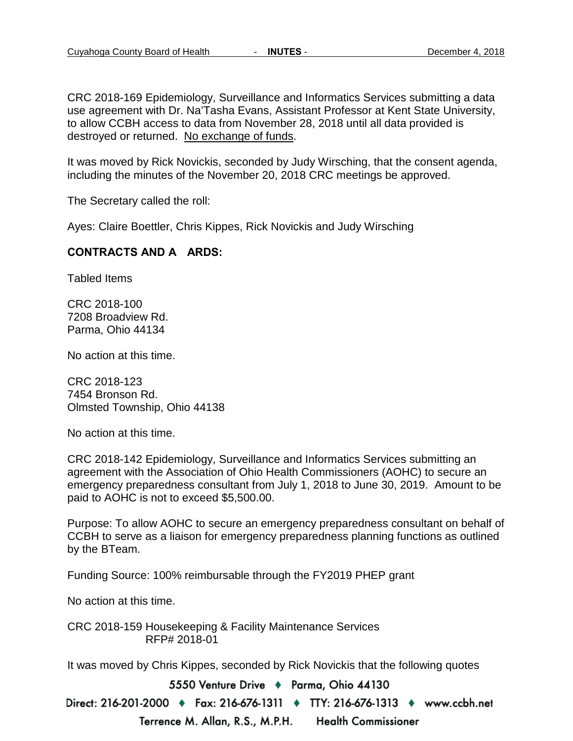CRC 2018-169 Epidemiology, Surveillance and Informatics Services submitting a data use agreement with Dr. Na'Tasha Evans, Assistant Professor at Kent State University, to allow CCBH access to data from November 28, 2018 until all data provided is destroyed or returned. No exchange of funds.

It was moved by Rick Novickis, seconded by Judy Wirsching, that the consent agenda, including the minutes of the November 20, 2018 CRC meetings be approved.

The Secretary called the roll:

Ayes: Claire Boettler, Chris Kippes, Rick Novickis and Judy Wirsching

**CONTRACTS AND A ARDS:**

Tabled Items

CRC 2018-100
7208 Broadview Rd.
Parma, Ohio 44134

No action at this time.

CRC 2018-123
7454 Bronson Rd.
Olmsted Township, Ohio 44138

No action at this time.

CRC 2018-142 Epidemiology, Surveillance and Informatics Services submitting an agreement with the Association of Ohio Health Commissioners (AOHC) to secure an emergency preparedness consultant from July 1, 2018 to June 30, 2019. Amount to be paid to AOHC is not to exceed $5,500.00.

Purpose: To allow AOHC to secure an emergency preparedness consultant on behalf of CCBH to serve as a liaison for emergency preparedness planning functions as outlined by the BTeam.

Funding Source: 100% reimbursable through the FY2019 PHEP grant

No action at this time.

CRC 2018-159 Housekeeping & Facility Maintenance Services
RFP# 2018-01

It was moved by Chris Kippes, seconded by Rick Novickis that the following quotes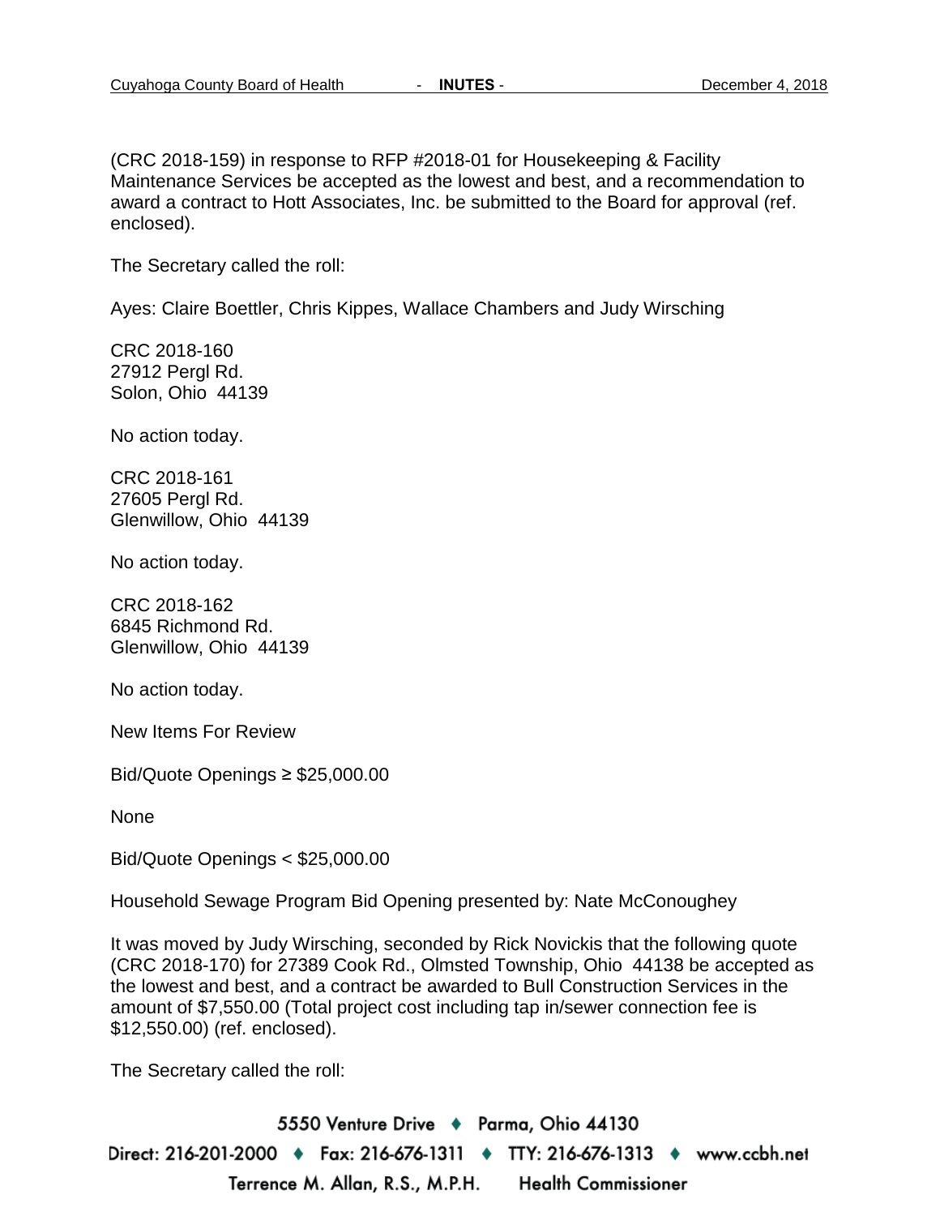(CRC 2018-159) in response to RFP #2018-01 for Housekeeping & Facility Maintenance Services be accepted as the lowest and best, and a recommendation to award a contract to Hott Associates, Inc. be submitted to the Board for approval (ref. enclosed).

The Secretary called the roll:

Ayes: Claire Boettler, Chris Kippes, Wallace Chambers and Judy Wirsching

CRC 2018-160
27912 Pergl Rd.
Solon, Ohio 44139

No action today.

CRC 2018-161
27605 Pergl Rd.
Glenwillow, Ohio 44139

No action today.

CRC 2018-162
6845 Richmond Rd.
Glenwillow, Ohio 44139

No action today.

New Items For Review

Bid/Quote Openings ≥ $25,000.00

None

Bid/Quote Openings < $25,000.00

Household Sewage Program Bid Opening presented by: Nate McConoughey

It was moved by Judy Wirsching, seconded by Rick Novickis that the following quote (CRC 2018-170) for 27389 Cook Rd., Olmsted Township, Ohio 44138 be accepted as the lowest and best, and a contract be awarded to Bull Construction Services in the amount of $7,550.00 (Total project cost including tap in/sewer connection fee is $12,550.00) (ref. enclosed).

The Secretary called the roll: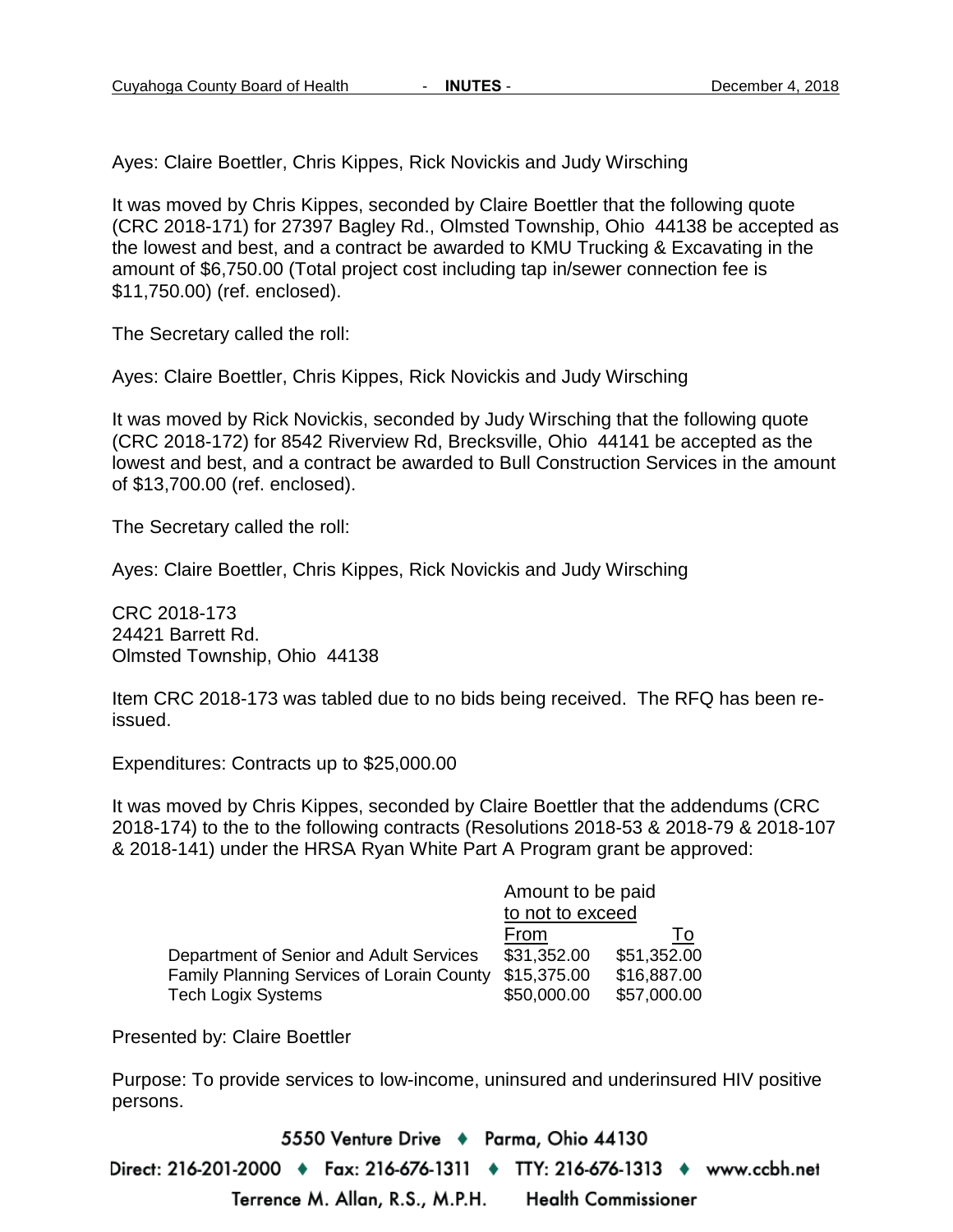Ayes: Claire Boettler, Chris Kippes, Rick Novickis and Judy Wirsching

It was moved by Chris Kippes, seconded by Claire Boettler that the following quote (CRC 2018-171) for 27397 Bagley Rd., Olmsted Township, Ohio 44138 be accepted as the lowest and best, and a contract be awarded to KMU Trucking & Excavating in the amount of $6,750.00 (Total project cost including tap in/sewer connection fee is $11,750.00) (ref. enclosed).

The Secretary called the roll:

Ayes: Claire Boettler, Chris Kippes, Rick Novickis and Judy Wirsching

It was moved by Rick Novickis, seconded by Judy Wirsching that the following quote (CRC 2018-172) for 8542 Riverview Rd, Brecksville, Ohio 44141 be accepted as the lowest and best, and a contract be awarded to Bull Construction Services in the amount of $13,700.00 (ref. enclosed).

The Secretary called the roll:

Ayes: Claire Boettler, Chris Kippes, Rick Novickis and Judy Wirsching

CRC 2018-173
24421 Barrett Rd.
Olmsted Township, Ohio 44138

Item CRC 2018-173 was tabled due to no bids being received. The RFQ has been re-issued.

Expenditures: Contracts up to $25,000.00

It was moved by Chris Kippes, seconded by Claire Boettler that the addendums (CRC 2018-174) to the to the following contracts (Resolutions 2018-53 & 2018-79 & 2018-107 & 2018-141) under the HRSA Ryan White Part A Program grant be approved:

| | Amount to be paid to not to exceed | |
|---|---|---|
| | From | To |
| Department of Senior and Adult Services | $31,352.00 | $51,352.00 |
| Family Planning Services of Lorain County | $15,375.00 | $16,887.00 |
| Tech Logix Systems | $50,000.00 | $57,000.00 |

Presented by: Claire Boettler

Purpose: To provide services to low-income, uninsured and underinsured HIV positive persons.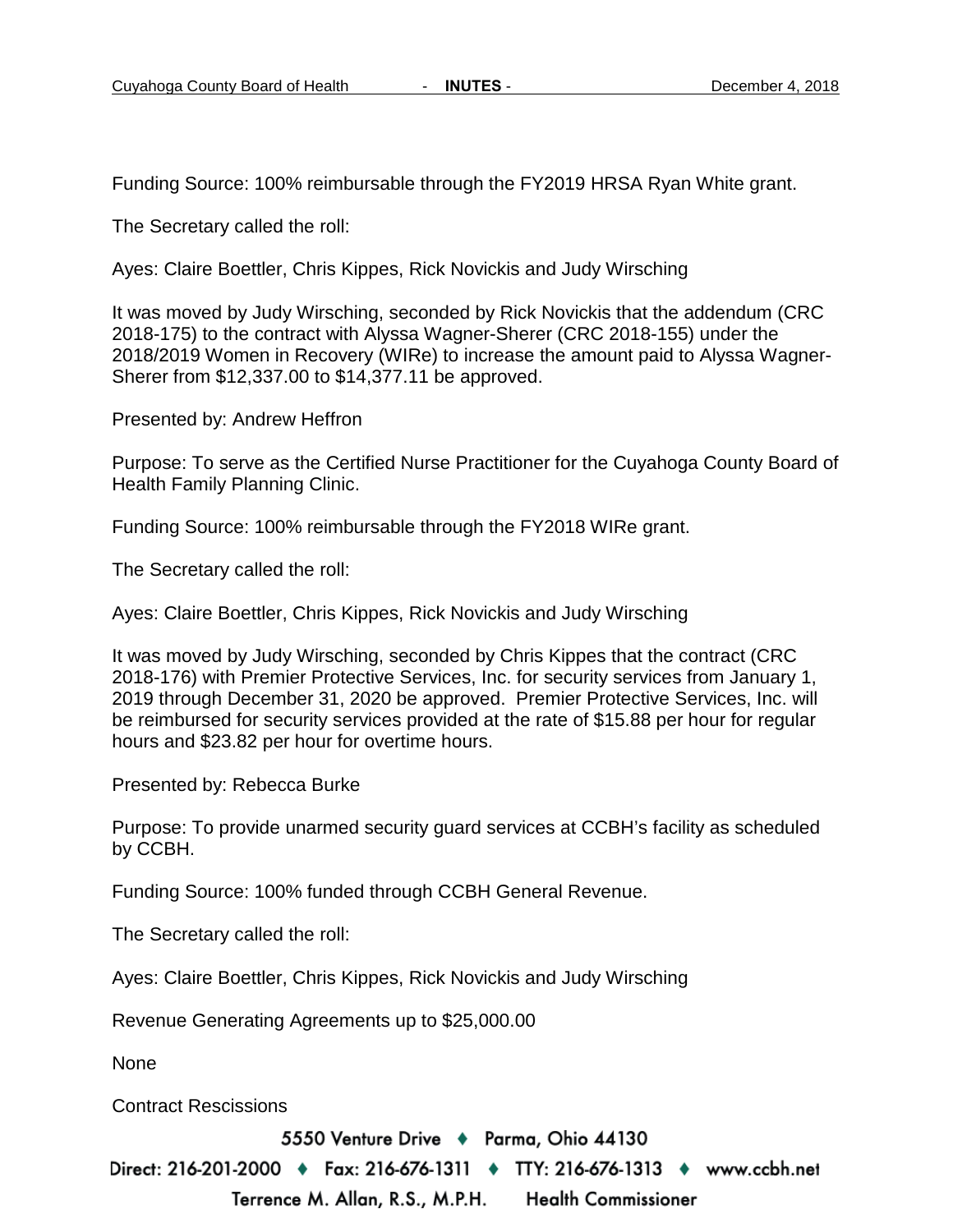Funding Source: 100% reimbursable through the FY2019 HRSA Ryan White grant.

The Secretary called the roll:

Ayes: Claire Boettler, Chris Kippes, Rick Novickis and Judy Wirsching

It was moved by Judy Wirsching, seconded by Rick Novickis that the addendum (CRC 2018-175) to the contract with Alyssa Wagner-Sherer (CRC 2018-155) under the 2018/2019 Women in Recovery (WIRe) to increase the amount paid to Alyssa Wagner-Sherer from $12,337.00 to $14,377.11 be approved.

Presented by: Andrew Heffron

Purpose: To serve as the Certified Nurse Practitioner for the Cuyahoga County Board of Health Family Planning Clinic.

Funding Source: 100% reimbursable through the FY2018 WIRe grant.

The Secretary called the roll:

Ayes: Claire Boettler, Chris Kippes, Rick Novickis and Judy Wirsching

It was moved by Judy Wirsching, seconded by Chris Kippes that the contract (CRC 2018-176) with Premier Protective Services, Inc. for security services from January 1, 2019 through December 31, 2020 be approved. Premier Protective Services, Inc. will be reimbursed for security services provided at the rate of $15.88 per hour for regular hours and $23.82 per hour for overtime hours.

Presented by: Rebecca Burke

Purpose: To provide unarmed security guard services at CCBH's facility as scheduled by CCBH.

Funding Source: 100% funded through CCBH General Revenue.

The Secretary called the roll:

Ayes: Claire Boettler, Chris Kippes, Rick Novickis and Judy Wirsching

Revenue Generating Agreements up to $25,000.00

None

Contract Rescissions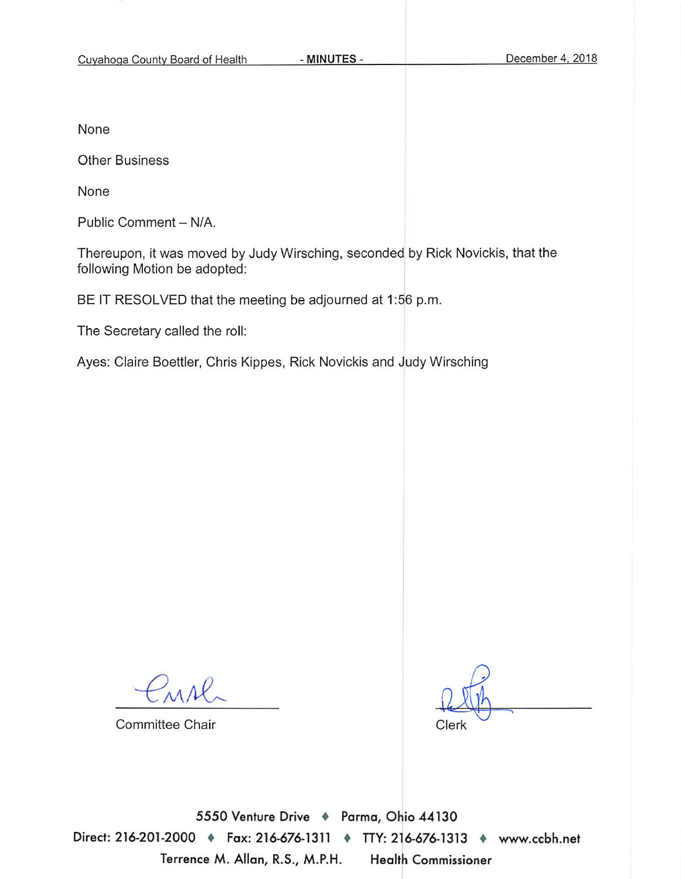None

Other Business

None

Public Comment – N/A.

Thereupon, it was moved by Judy Wirsching, seconded by Rick Novickis, that the following Motion be adopted:

BE IT RESOLVED that the meeting be adjourned at 1:56 p.m.

The Secretary called the roll:

Ayes: Claire Boettler, Chris Kippes, Rick Novickis and Judy Wirsching

Committee Chair

Clerk

5550 Venture Drive ♦ Parma, Ohio 44130
Direct: 216-201-2000 ♦ Fax: 216-676-1311 ♦ TTY: 216-676-1313 ♦ www.ccbh.net
Terrence M. Allan, R.S., M.P.H. Health Commissioner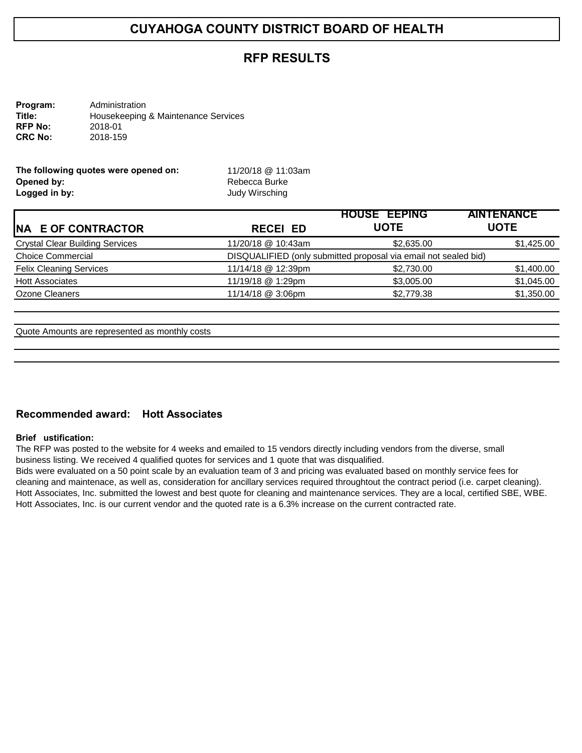# CUYAHOGA COUNTY DISTRICT BOARD OF HEALTH

## RFP RESULTS

**Program:** Administration
**Title:** Housekeeping & Maintenance Services
**RFP No:** 2018-01
**CRC No:** 2018-159

**The following quotes were opened on:** 11/20/18 @ 11:03am
**Opened by:** Rebecca Burke
**Logged in by:** Judy Wirsching

| NA E OF CONTRACTOR | RECEI ED | HOUSE EEPING UOTE | AINTENANCE UOTE |
|---|---|---|---|
| Crystal Clear Building Services | 11/20/18 @ 10:43am | $2,635.00 | $1,425.00 |
| Choice Commercial | DISQUALIFIED (only submitted proposal via email not sealed bid) | | |
| Felix Cleaning Services | 11/14/18 @ 12:39pm | $2,730.00 | $1,400.00 |
| Hott Associates | 11/19/18 @ 1:29pm | $3,005.00 | $1,045.00 |
| Ozone Cleaners | 11/14/18 @ 3:06pm | $2,779.38 | $1,350.00 |

Quote Amounts are represented as monthly costs

**Recommended award: Hott Associates**

**Brief ustification:**

The RFP was posted to the website for 4 weeks and emailed to 15 vendors directly including vendors from the diverse, small business listing. We received 4 qualified quotes for services and 1 quote that was disqualified.
Bids were evaluated on a 50 point scale by an evaluation team of 3 and pricing was evaluated based on monthly service fees for cleaning and maintenace, as well as, consideration for ancillary services required throughtout the contract period (i.e. carpet cleaning). Hott Associates, Inc. submitted the lowest and best quote for cleaning and maintenance services. They are a local, certified SBE, WBE. Hott Associates, Inc. is our current vendor and the quoted rate is a 6.3% increase on the current contracted rate.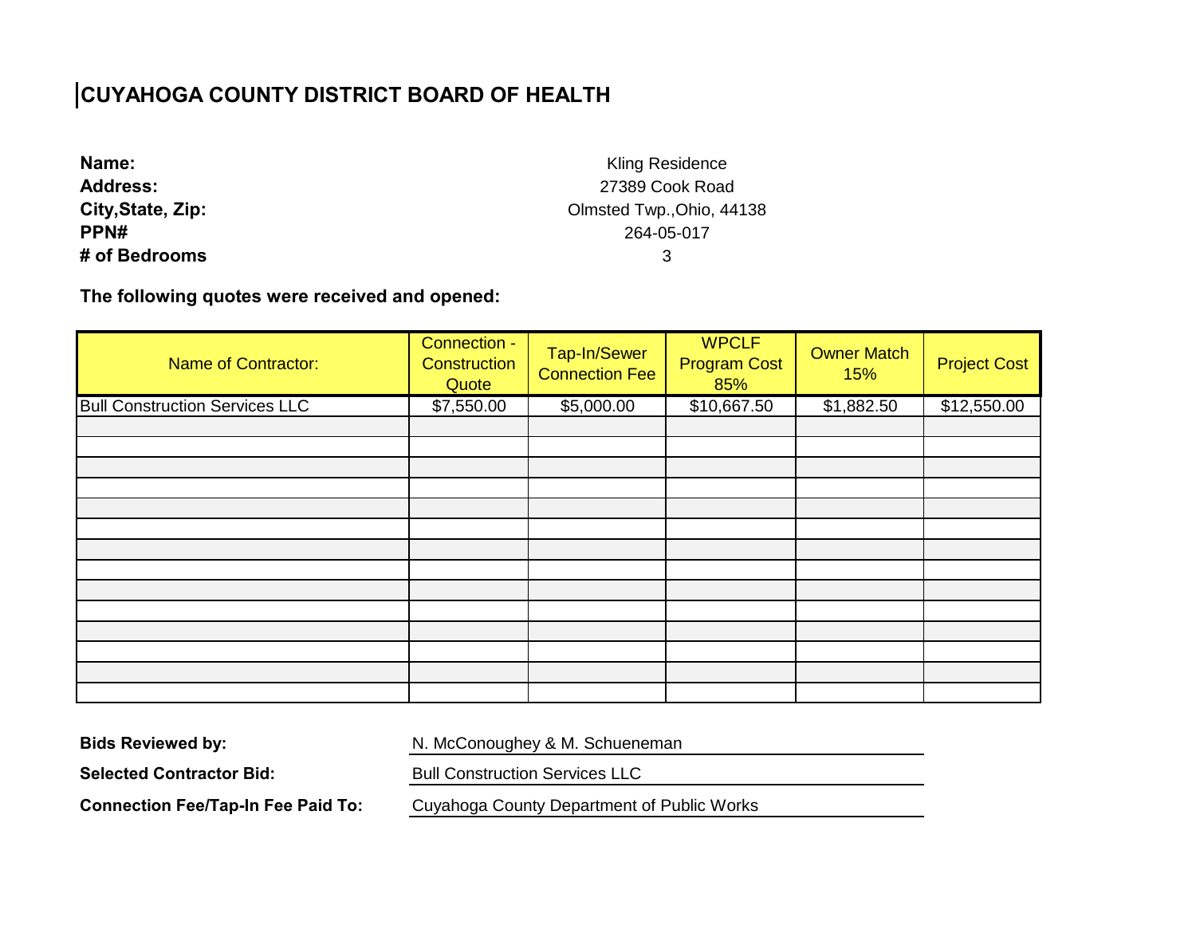# CUYAHOGA COUNTY DISTRICT BOARD OF HEALTH

**Name:** Kling Residence
**Address:** 27389 Cook Road
**City,State, Zip:** Olmsted Twp.,Ohio, 44138
**PPN#** 264-05-017
**# of Bedrooms** 3

**The following quotes were received and opened:**

| Name of Contractor: | Connection - Construction Quote | Tap-In/Sewer Connection Fee | WPCLF Program Cost 85% | Owner Match 15% | Project Cost |
|---|---|---|---|---|---|
| Bull Construction Services LLC | $7,550.00 | $5,000.00 | $10,667.50 | $1,882.50 | $12,550.00 |
| | | | | | |
| | | | | | |
| | | | | | |
| | | | | | |
| | | | | | |
| | | | | | |
| | | | | | |
| | | | | | |
| | | | | | |
| | | | | | |
| | | | | | |
| | | | | | |
| | | | | | |
| | | | | | |

**Bids Reviewed by:** N. McConoughey & M. Schueneman

**Selected Contractor Bid:** Bull Construction Services LLC

**Connection Fee/Tap-In Fee Paid To:** Cuyahoga County Department of Public Works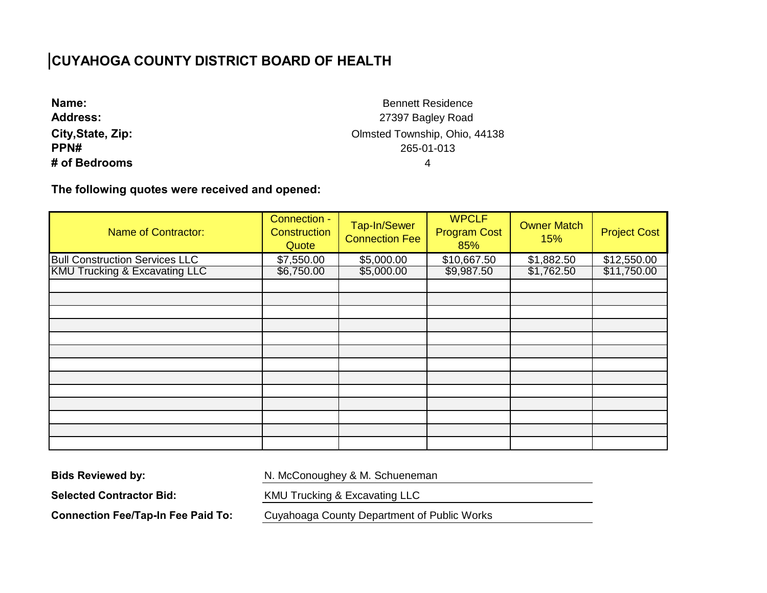# CUYAHOGA COUNTY DISTRICT BOARD OF HEALTH

**Name:** Bennett Residence
**Address:** 27397 Bagley Road
**City,State, Zip:** Olmsted Township, Ohio, 44138
**PPN#** 265-01-013
**# of Bedrooms** 4

**The following quotes were received and opened:**

| Name of Contractor: | Connection - Construction Quote | Tap-In/Sewer Connection Fee | WPCLF Program Cost 85% | Owner Match 15% | Project Cost |
|---|---|---|---|---|---|
| Bull Construction Services LLC | $7,550.00 | $5,000.00 | $10,667.50 | $1,882.50 | $12,550.00 |
| KMU Trucking & Excavating LLC | $6,750.00 | $5,000.00 | $9,987.50 | $1,762.50 | $11,750.00 |
| | | | | | |
| | | | | | |
| | | | | | |
| | | | | | |
| | | | | | |
| | | | | | |
| | | | | | |
| | | | | | |
| | | | | | |
| | | | | | |
| | | | | | |
| | | | | | |
| | | | | | |

**Bids Reviewed by:** N. McConoughey & M. Schueneman

**Selected Contractor Bid:** KMU Trucking & Excavating LLC

**Connection Fee/Tap-In Fee Paid To:** Cuyahoga County Department of Public Works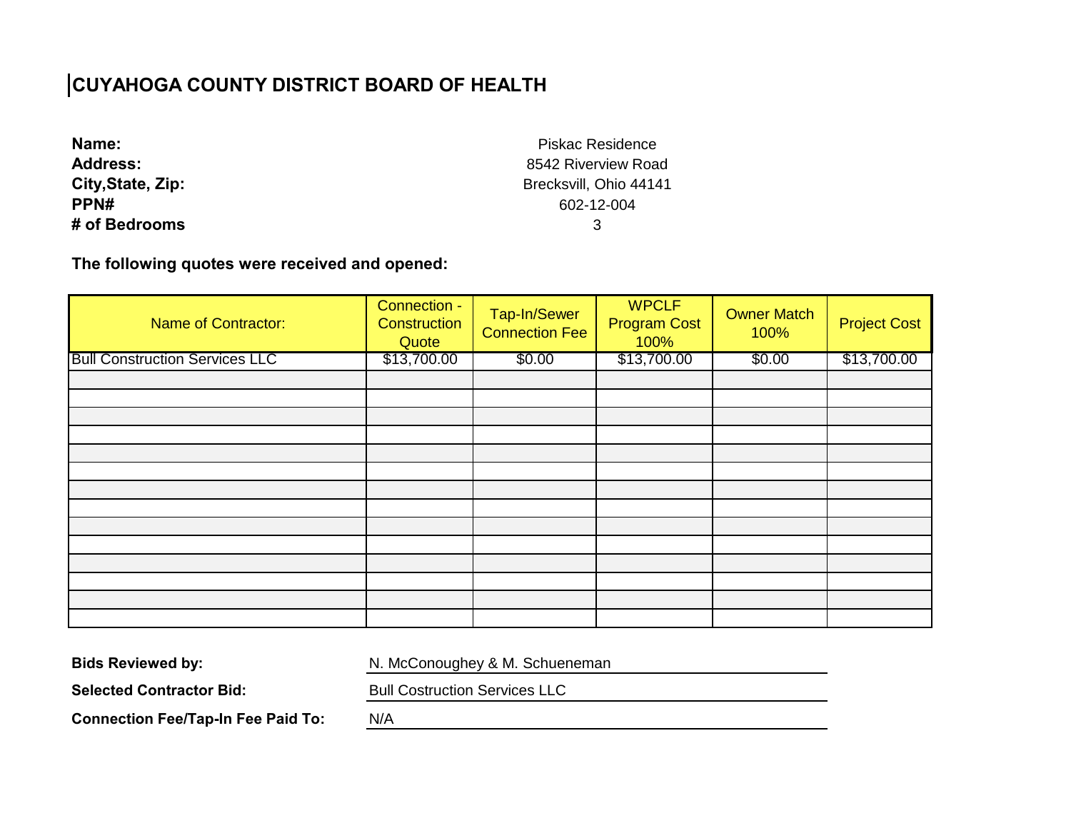# CUYAHOGA COUNTY DISTRICT BOARD OF HEALTH

**Name:** Piskac Residence
**Address:** 8542 Riverview Road
**City,State, Zip:** Brecksvill, Ohio 44141
**PPN#** 602-12-004
**# of Bedrooms** 3

**The following quotes were received and opened:**

| Name of Contractor: | Connection - Construction Quote | Tap-In/Sewer Connection Fee | WPCLF Program Cost 100% | Owner Match 100% | Project Cost |
|---|---|---|---|---|---|
| Bull Construction Services LLC | $13,700.00 | $0.00 | $13,700.00 | $0.00 | $13,700.00 |
| | | | | | |
| | | | | | |
| | | | | | |
| | | | | | |
| | | | | | |
| | | | | | |
| | | | | | |
| | | | | | |
| | | | | | |
| | | | | | |
| | | | | | |
| | | | | | |
| | | | | | |
| | | | | | |

**Bids Reviewed by:** N. McConoughey & M. Schueneman

**Selected Contractor Bid:** Bull Costruction Services LLC

**Connection Fee/Tap-In Fee Paid To:** N/A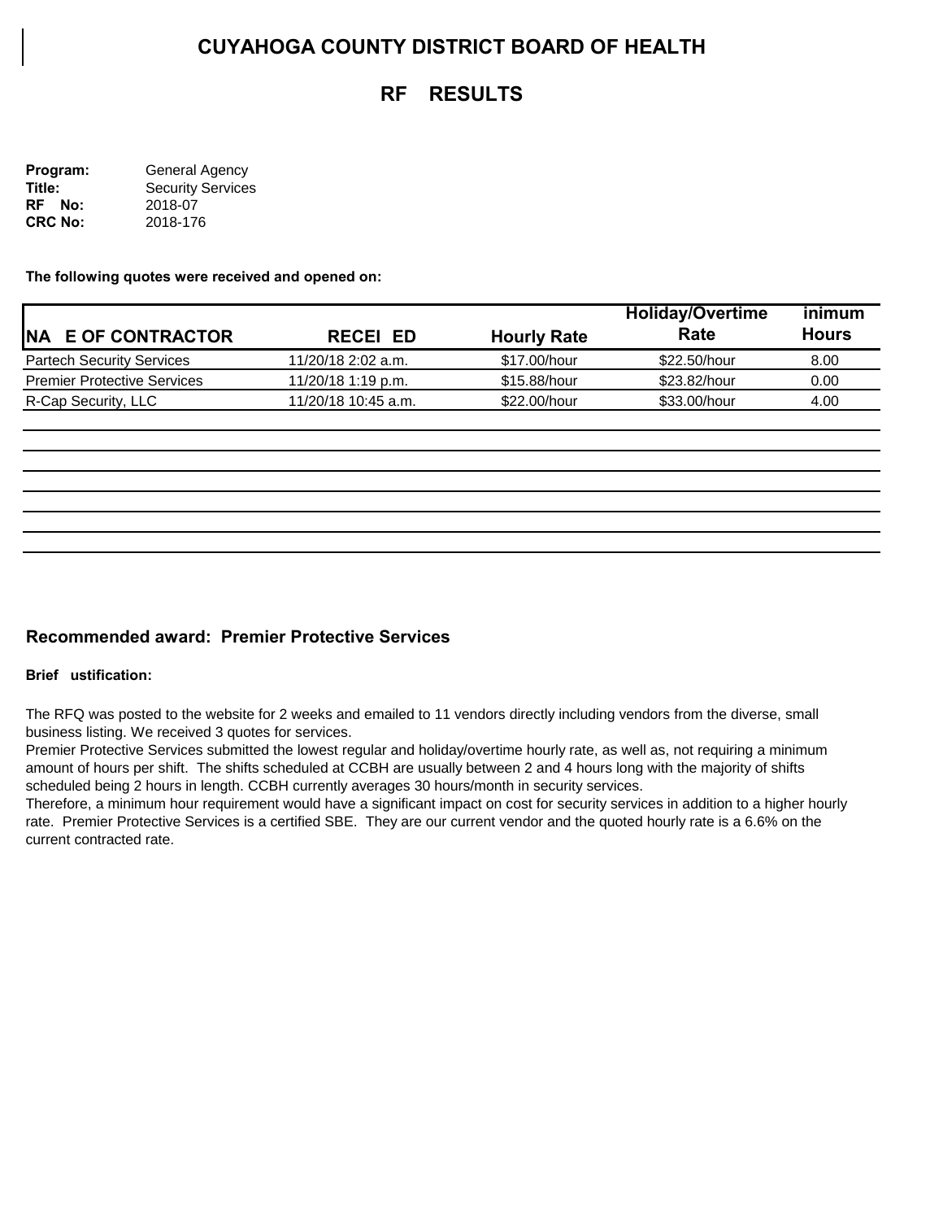# CUYAHOGA COUNTY DISTRICT BOARD OF HEALTH

## RF RESULTS

**Program:** General Agency
**Title:** Security Services
**RF No:** 2018-07
**CRC No:** 2018-176

**The following quotes were received and opened on:**

| NA E OF CONTRACTOR | RECEI ED | Hourly Rate | Holiday/Overtime Rate | inimum Hours |
|---|---|---|---|---|
| Partech Security Services | 11/20/18 2:02 a.m. | $17.00/hour | $22.50/hour | 8.00 |
| Premier Protective Services | 11/20/18 1:19 p.m. | $15.88/hour | $23.82/hour | 0.00 |
| R-Cap Security, LLC | 11/20/18 10:45 a.m. | $22.00/hour | $33.00/hour | 4.00 |

### Recommended award: Premier Protective Services

**Brief ustification:**

The RFQ was posted to the website for 2 weeks and emailed to 11 vendors directly including vendors from the diverse, small business listing. We received 3 quotes for services.
Premier Protective Services submitted the lowest regular and holiday/overtime hourly rate, as well as, not requiring a minimum amount of hours per shift. The shifts scheduled at CCBH are usually between 2 and 4 hours long with the majority of shifts scheduled being 2 hours in length. CCBH currently averages 30 hours/month in security services.
Therefore, a minimum hour requirement would have a significant impact on cost for security services in addition to a higher hourly rate. Premier Protective Services is a certified SBE. They are our current vendor and the quoted hourly rate is a 6.6% on the current contracted rate.